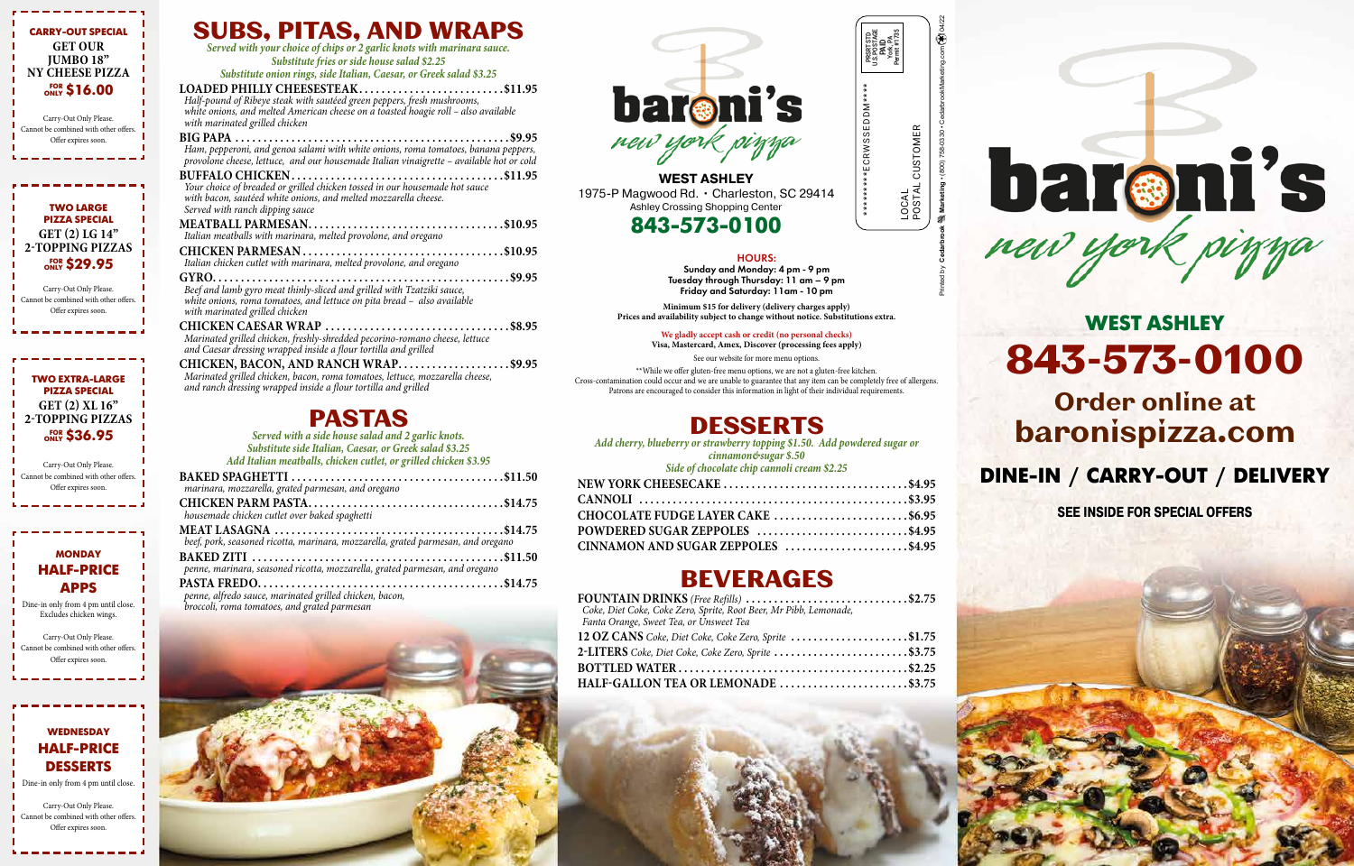**CARRY-OUT SPECIAL**

GET OUR JUMBO 18" NY CHEESE PIZZA

FOR ONLY **$16.00**

Carry-Out Only Please. Cannot be combined with other offers. Offer expires soon.

**TWO LARGE PIZZA SPECIAL**

GET (2) LG 14" 2-TOPPING PIZZAS

FOR ONLY **$29.95**

Carry-Out Only Please. Cannot be combined with other offers. Offer expires soon.

**TWO EXTRA-LARGE PIZZA SPECIAL**

GET (2) XL 16" 2-TOPPING PIZZAS

FOR ONLY **$36.95**

Carry-Out Only Please. Cannot be combined with other offers. Offer expires soon.

**MONDAY HALF-PRICE APPS**

Dine-in only from 4 pm until close. Excludes chicken wings.

Carry-Out Only Please. Cannot be combined with other offers. Offer expires soon.

**WEDNESDAY HALF-PRICE DESSERTS**

Dine-in only from 4 pm until close.

Carry-Out Only Please. Cannot be combined with other offers. Offer expires soon.

# SUBS, PITAS, AND WRAPS

*Served with your choice of chips or 2 garlic knots with marinara sauce.*
*Substitute fries or side house salad $2.25*
*Substitute onion rings, side Italian, Caesar, or Greek salad $3.25*

**LOADED PHILLY CHEESESTEAK** .......... $11.95
*Half-pound of Ribeye steak with sautéed green peppers, fresh mushrooms, white onions, and melted American cheese on a toasted hoagie roll – also available with marinated grilled chicken*

**BIG PAPA** .......... $9.95
*Ham, pepperoni, and genoa salami with white onions, roma tomatoes, banana peppers, provolone cheese, lettuce, and our housemade Italian vinaigrette – available hot or cold*

**BUFFALO CHICKEN** .......... $11.95
*Your choice of breaded or grilled chicken tossed in our housemade hot sauce with bacon, sautéed white onions, and melted mozzarella cheese. Served with ranch dipping sauce*

**MEATBALL PARMESAN** .......... $10.95
*Italian meatballs with marinara, melted provolone, and oregano*

**CHICKEN PARMESAN** .......... $10.95
*Italian chicken cutlet with marinara, melted provolone, and oregano*

**GYRO** .......... $9.95
*Beef and lamb gyro meat thinly-sliced and grilled with Tzatziki sauce, white onions, roma tomatoes, and lettuce on pita bread – also available with marinated grilled chicken*

**CHICKEN CAESAR WRAP** .......... $8.95
*Marinated grilled chicken, freshly-shredded pecorino-romano cheese, lettuce and Caesar dressing wrapped inside a flour tortilla and grilled*

**CHICKEN, BACON, AND RANCH WRAP** .......... $9.95
*Marinated grilled chicken, bacon, roma tomatoes, lettuce, mozzarella cheese, and ranch dressing wrapped inside a flour tortilla and grilled*

# PASTAS

*Served with a side house salad and 2 garlic knots.*
*Substitute side Italian, Caesar, or Greek salad $3.25*
*Add Italian meatballs, chicken cutlet, or grilled chicken $3.95*

**BAKED SPAGHETTI** .......... $11.50
*marinara, mozzarella, grated parmesan, and oregano*

**CHICKEN PARM PASTA** .......... $14.75
*housemade chicken cutlet over baked spaghetti*

**MEAT LASAGNA** .......... $14.75
*beef, pork, seasoned ricotta, marinara, mozzarella, grated parmesan, and oregano*

**BAKED ZITI** .......... $11.50
*penne, marinara, seasoned ricotta, mozzarella, grated parmesan, and oregano*

**PASTA FREDO** .......... $14.75
*penne, alfredo sauce, marinated grilled chicken, bacon, broccoli, roma tomatoes, and grated parmesan*

**baroni's** *new york pizza*

**WEST ASHLEY**
1975-P Magwood Rd. • Charleston, SC 29414
Ashley Crossing Shopping Center

**843-573-0100**

**HOURS:**
Sunday and Monday: 4 pm - 9 pm
Tuesday through Thursday: 11 am – 9 pm
Friday and Saturday: 11am - 10 pm

**Minimum $15 for delivery (delivery charges apply)**
**Prices and availability subject to change without notice. Substitutions extra.**

**We gladly accept cash or credit (no personal checks)**
**Visa, Mastercard, Amex, Discover (processing fees apply)**

See our website for more menu options.

**While we offer gluten-free menu options, we are not a gluten-free kitchen. Cross-contamination could occur and we are unable to guarantee that any item can be completely free of allergens. Patrons are encouraged to consider this information in light of their individual requirements.

# DESSERTS

*Add cherry, blueberry or strawberry topping $1.50. Add powdered sugar or cinnamon&sugar $.50*
*Side of chocolate chip cannoli cream $2.25*

**NEW YORK CHEESECAKE** .......... $4.95
**CANNOLI** .......... $3.95
**CHOCOLATE FUDGE LAYER CAKE** .......... $6.95
**POWDERED SUGAR ZEPPOLES** .......... $4.95
**CINNAMON AND SUGAR ZEPPOLES** .......... $4.95

# BEVERAGES

**FOUNTAIN DRINKS** *(Free Refills)* .......... $2.75
*Coke, Diet Coke, Coke Zero, Sprite, Root Beer, Mr Pibb, Lemonade, Fanta Orange, Sweet Tea, or Unsweet Tea*

**12 OZ CANS** *Coke, Diet Coke, Coke Zero, Sprite* .......... $1.75
**2-LITERS** *Coke, Diet Coke, Coke Zero, Sprite* .......... $3.75
**BOTTLED WATER** .......... $2.25
**HALF-GALLON TEA OR LEMONADE** .......... $3.75

PRSRT STD U.S. POSTAGE PAID York, PA Permit #1735

*********ECRWSSEDDM****

LOCAL POSTAL CUSTOMER

Printed by Cedarbrook Marketing • (800) 758-0330 • CedarbrookMarketing.com 0422

**baroni's** *new york pizza*

## WEST ASHLEY

# 843-573-0100

## Order online at baronispizza.com

## DINE-IN / CARRY-OUT / DELIVERY

**SEE INSIDE FOR SPECIAL OFFERS**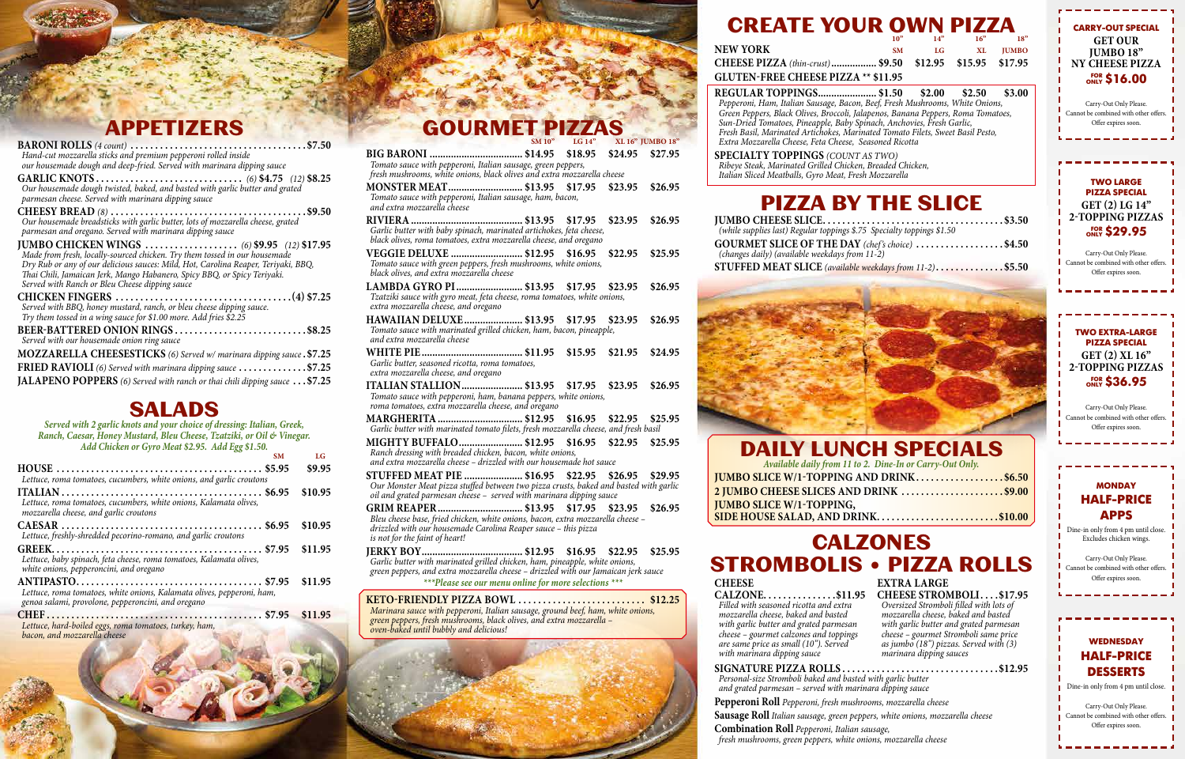# APPETIZERS

**BARONI ROLLS** *(4 count)* .......... **$7.50**
*Hand-cut mozzarella sticks and premium pepperoni rolled inside our housemade dough and deep-fried. Served with marinara dipping sauce*

**GARLIC KNOTS** .......... *(6)* **$4.75** *(12)* **$8.25**
*Our housemade dough twisted, baked, and basted with garlic butter and grated parmesan cheese. Served with marinara dipping sauce*

**CHEESY BREAD** *(8)* .......... **$9.50**
*Our housemade breadsticks with garlic butter, lots of mozzarella cheese, grated parmesan and oregano. Served with marinara dipping sauce*

**JUMBO CHICKEN WINGS** .......... *(6)* **$9.95** *(12)* **$17.95**
*Made from fresh, locally-sourced chicken. Try them tossed in our housemade Dry Rub or any of our delicious sauces: Mild, Hot, Carolina Reaper, Teriyaki, BBQ, Thai Chili, Jamaican Jerk, Mango Habanero, Spicy BBQ, or Spicy Teriyaki. Served with Ranch or Bleu Cheese dipping sauce*

**CHICKEN FINGERS** .......... **(4) $7.25**
*Served with BBQ, honey mustard, ranch, or bleu cheese dipping sauce. Try them tossed in a wing sauce for $1.00 more. Add fries $2.25*

**BEER-BATTERED ONION RINGS** .......... **$8.25**
*Served with our housemade onion ring sauce*

**MOZZARELLA CHEESESTICKS** *(6) Served w/ marinara dipping sauce* . **$7.25**

**FRIED RAVIOLI** *(6) Served with marinara dipping sauce* .......... **$7.25**

**JALAPENO POPPERS** *(6) Served with ranch or thai chili dipping sauce* ... **$7.25**

# SALADS

*Served with 2 garlic knots and your choice of dressing: Italian, Greek, Ranch, Caesar, Honey Mustard, Bleu Cheese, Tzatziki, or Oil & Vinegar. Add Chicken or Gyro Meat $2.95. Add Egg $1.50.*

| | SM | LG |
|---|---|---|
| **HOUSE** — *Lettuce, roma tomatoes, cucumbers, white onions, and garlic croutons* | $5.95 | $9.95 |
| **ITALIAN** — *Lettuce, roma tomatoes, cucumbers, white onions, Kalamata olives, mozzarella cheese, and garlic croutons* | $6.95 | $10.95 |
| **CAESAR** — *Lettuce, freshly-shredded pecorino-romano, and garlic croutons* | $6.95 | $10.95 |
| **GREEK** — *Lettuce, baby spinach, feta cheese, roma tomatoes, Kalamata olives, white onions, pepperoncini, and oregano* | $7.95 | $11.95 |
| **ANTIPASTO** — *Lettuce, roma tomatoes, white onions, Kalamata olives, pepperoni, ham, genoa salami, provolone, pepperoncini, and oregano* | $7.95 | $11.95 |
| **CHEF** — *Lettuce, hard-boiled eggs, roma tomatoes, turkey, ham, bacon, and mozzarella cheese* | $7.95 | $11.95 |

# GOURMET PIZZAS

| | SM 10" | LG 14" | XL 16" | JUMBO 18" |
|---|---|---|---|---|
| **BIG BARONI** — *Tomato sauce with pepperoni, Italian sausage, green peppers, fresh mushrooms, white onions, black olives and extra mozzarella cheese* | $14.95 | $18.95 | $24.95 | $27.95 |
| **MONSTER MEAT** — *Tomato sauce with pepperoni, Italian sausage, ham, bacon, and extra mozzarella cheese* | $13.95 | $17.95 | $23.95 | $26.95 |
| **RIVIERA** — *Garlic butter with baby spinach, marinated artichokes, feta cheese, black olives, roma tomatoes, extra mozzarella cheese, and oregano* | $13.95 | $17.95 | $23.95 | $26.95 |
| **VEGGIE DELUXE** — *Tomato sauce with green peppers, fresh mushrooms, white onions, black olives, and extra mozzarella cheese* | $12.95 | $16.95 | $22.95 | $25.95 |
| **LAMBDA GYRO PI** — *Tzatziki sauce with gyro meat, feta cheese, roma tomatoes, white onions, extra mozzarella cheese, and oregano* | $13.95 | $17.95 | $23.95 | $26.95 |
| **HAWAIIAN DELUXE** — *Tomato sauce with marinated grilled chicken, ham, bacon, pineapple, and extra mozzarella cheese* | $13.95 | $17.95 | $23.95 | $26.95 |
| **WHITE PIE** — *Garlic butter, seasoned ricotta, roma tomatoes, extra mozzarella cheese, and oregano* | $11.95 | $15.95 | $21.95 | $24.95 |
| **ITALIAN STALLION** — *Tomato sauce with pepperoni, ham, banana peppers, white onions, roma tomatoes, extra mozzarella cheese, and oregano* | $13.95 | $17.95 | $23.95 | $26.95 |
| **MARGHERITA** — *Garlic butter with marinated tomato filets, fresh mozzarella cheese, and fresh basil* | $12.95 | $16.95 | $22.95 | $25.95 |
| **MIGHTY BUFFALO** — *Ranch dressing with breaded chicken, bacon, white onions, and extra mozzarella cheese – drizzled with our housemade hot sauce* | $12.95 | $16.95 | $22.95 | $25.95 |
| **STUFFED MEAT PIE** — *Our Monster Meat pizza stuffed between two pizza crusts, baked and basted with garlic oil and grated parmesan cheese – served with marinara dipping sauce* | $16.95 | $22.95 | $26.95 | $29.95 |
| **GRIM REAPER** — *Bleu cheese base, fried chicken, white onions, bacon, extra mozzarella cheese – drizzled with our housemade Carolina Reaper sauce – this pizza is not for the faint of heart!* | $13.95 | $17.95 | $23.95 | $26.95 |
| **JERKY BOY** — *Garlic butter with marinated grilled chicken, ham, pineapple, white onions, green peppers, and extra mozzarella cheese – drizzled with our Jamaican jerk sauce* | $12.95 | $16.95 | $22.95 | $25.95 |

****Please see our menu online for more selections****

**KETO-FRIENDLY PIZZA BOWL** .......... **$12.25**
*Marinara sauce with pepperoni, Italian sausage, ground beef, ham, white onions, green peppers, fresh mushrooms, black olives, and extra mozzarella – oven-baked until bubbly and delicious!*

# CREATE YOUR OWN PIZZA

| | 10" SM | 14" LG | 16" XL | 18" JUMBO |
|---|---|---|---|---|
| **NEW YORK CHEESE PIZZA** *(thin-crust)* | $9.50 | $12.95 | $15.95 | $17.95 |
| **GLUTEN-FREE CHEESE PIZZA \*\*** | $11.95 | | | |
| **REGULAR TOPPINGS** | $1.50 | $2.00 | $2.50 | $3.00 |

*Pepperoni, Ham, Italian Sausage, Bacon, Beef, Fresh Mushrooms, White Onions, Green Peppers, Black Olives, Broccoli, Jalapenos, Banana Peppers, Roma Tomatoes, Sun-Dried Tomatoes, Pineapple, Baby Spinach, Anchovies, Fresh Garlic, Fresh Basil, Marinated Artichokes, Marinated Tomato Filets, Sweet Basil Pesto, Extra Mozzarella Cheese, Feta Cheese, Seasoned Ricotta*

**SPECIALTY TOPPINGS** *(COUNT AS TWO)*
*Ribeye Steak, Marinated Grilled Chicken, Breaded Chicken, Italian Sliced Meatballs, Gyro Meat, Fresh Mozzarella*

# PIZZA BY THE SLICE

**JUMBO CHEESE SLICE** .......... **$3.50**
*(while supplies last) Regular toppings $.75 Specialty toppings $1.50*

**GOURMET SLICE OF THE DAY** *(chef's choice)* .......... **$4.50**
*(changes daily) (available weekdays from 11-2)*

**STUFFED MEAT SLICE** *(available weekdays from 11-2)* .......... **$5.50**

# DAILY LUNCH SPECIALS

*Available daily from 11 to 2. Dine-In or Carry-Out Only.*

**JUMBO SLICE W/1-TOPPING AND DRINK** .......... **$6.50**

**2 JUMBO CHEESE SLICES AND DRINK** .......... **$9.00**

**JUMBO SLICE W/1-TOPPING, SIDE HOUSE SALAD, AND DRINK** .......... **$10.00**

# CALZONES STROMBOLIS • PIZZA ROLLS

**CHEESE CALZONE** .......... **$11.95**
*Filled with seasoned ricotta and extra mozzarella cheese, baked and basted with garlic butter and grated parmesan cheese – gourmet calzones and toppings are same price as small (10"). Served with marinara dipping sauce*

**EXTRA LARGE CHEESE STROMBOLI** .......... **$17.95**
*Oversized Stromboli filled with lots of mozzarella cheese, baked and basted with garlic butter and grated parmesan cheese – gourmet Stromboli same price as jumbo (18") pizzas. Served with (3) marinara dipping sauces*

**SIGNATURE PIZZA ROLLS** .......... **$12.95**
*Personal-size Stromboli baked and basted with garlic butter and grated parmesan – served with marinara dipping sauce*

**Pepperoni Roll** *Pepperoni, fresh mushrooms, mozzarella cheese*

**Sausage Roll** *Italian sausage, green peppers, white onions, mozzarella cheese*

**Combination Roll** *Pepperoni, Italian sausage, fresh mushrooms, green peppers, white onions, mozzarella cheese*

## CARRY-OUT SPECIAL

**GET OUR JUMBO 18" NY CHEESE PIZZA FOR ONLY $16.00**

Carry-Out Only Please. Cannot be combined with other offers. Offer expires soon.

## TWO LARGE PIZZA SPECIAL

**GET (2) LG 14" 2-TOPPING PIZZAS FOR ONLY $29.95**

Carry-Out Only Please. Cannot be combined with other offers. Offer expires soon.

## TWO EXTRA-LARGE PIZZA SPECIAL

**GET (2) XL 16" 2-TOPPING PIZZAS FOR ONLY $36.95**

Carry-Out Only Please. Cannot be combined with other offers. Offer expires soon.

## MONDAY HALF-PRICE APPS

Dine-in only from 4 pm until close. Excludes chicken wings.

Carry-Out Only Please. Cannot be combined with other offers. Offer expires soon.

## WEDNESDAY HALF-PRICE DESSERTS

Dine-in only from 4 pm until close.

Carry-Out Only Please. Cannot be combined with other offers. Offer expires soon.